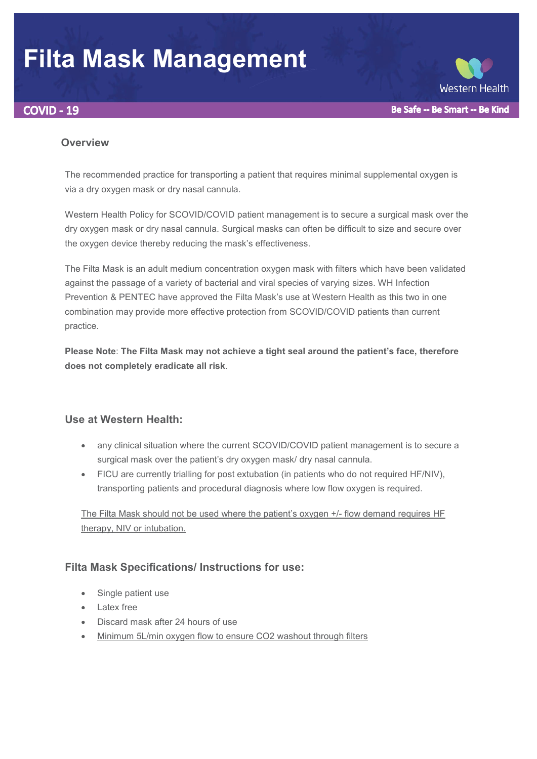# Filta Mask Management

**COVID - 19**

Western Health

**Be Safe -- Be Smart -- Be Kind**

## Overview

The recommended practice for transporting a patient that requires minimal supplemental oxygen is via a dry oxygen mask or dry nasal cannula.

Western Health Policy for SCOVID/COVID patient management is to secure a surgical mask over the dry oxygen mask or dry nasal cannula. Surgical masks can often be difficult to size and secure over the oxygen device thereby reducing the mask's effectiveness.

The Filta Mask is an adult medium concentration oxygen mask with filters which have been validated against the passage of a variety of bacterial and viral species of varying sizes. WH Infection Prevention & PENTEC have approved the Filta Mask's use at Western Health as this two in one combination may provide more effective protection from SCOVID/COVID patients than current practice.

**Please Note**: **The Filta Mask may not achieve a tight seal around the patient's face, therefore does not completely eradicate all risk**.

## Use at Western Health:

- any clinical situation where the current SCOVID/COVID patient management is to secure a surgical mask over the patient's dry oxygen mask/ dry nasal cannula.
- FICU are currently trialling for post extubation (in patients who do not required HF/NIV), transporting patients and procedural diagnosis where low flow oxygen is required.

<u>The Filta Mask should not be used where the patient's oxygen +/- flow demand requires HF therapy, NIV or intubation.</u>

## Filta Mask Specifications/ Instructions for use:

- Single patient use
- Latex free
- Discard mask after 24 hours of use
- <u>Minimum 5L/min oxygen flow to ensure $CO_2$ washout through filters</u>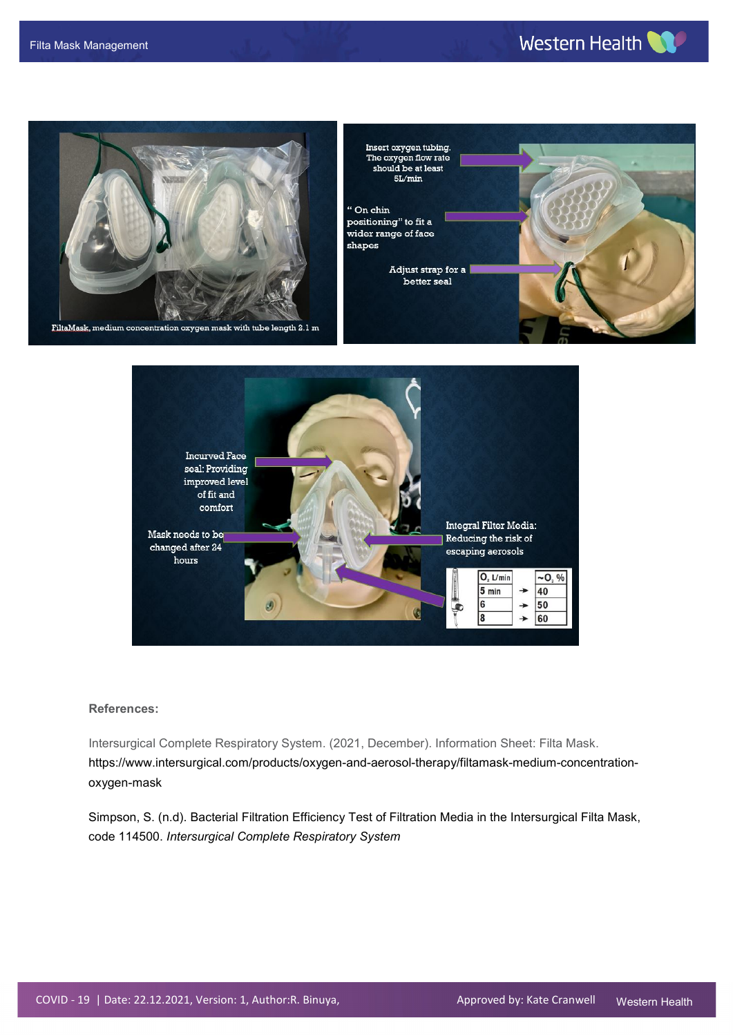FiltaMask, medium concentration oxygen mask with tube length 2.1 m

Insert oxygen tubing. The oxygen flow rate should be at least 5L/min

" On chin positioning" to fit a wider range of face shapes

Adjust strap for a better seal

Incurved Face seal: Providing improved level of fit and comfort

Mask needs to be changed after 24 hours

Integral Filter Media: Reducing the risk of escaping aerosols

| $O_2$ L/min | | ~$O_2$ % |
|---|---|---|
| 5 min | → | 40 |
| 6 | → | 50 |
| 8 | → | 60 |

**References:**

Intersurgical Complete Respiratory System. (2021, December). Information Sheet: Filta Mask. https://www.intersurgical.com/products/oxygen-and-aerosol-therapy/filtamask-medium-concentration-oxygen-mask

Simpson, S. (n.d). Bacterial Filtration Efficiency Test of Filtration Media in the Intersurgical Filta Mask, code 114500. *Intersurgical Complete Respiratory System*